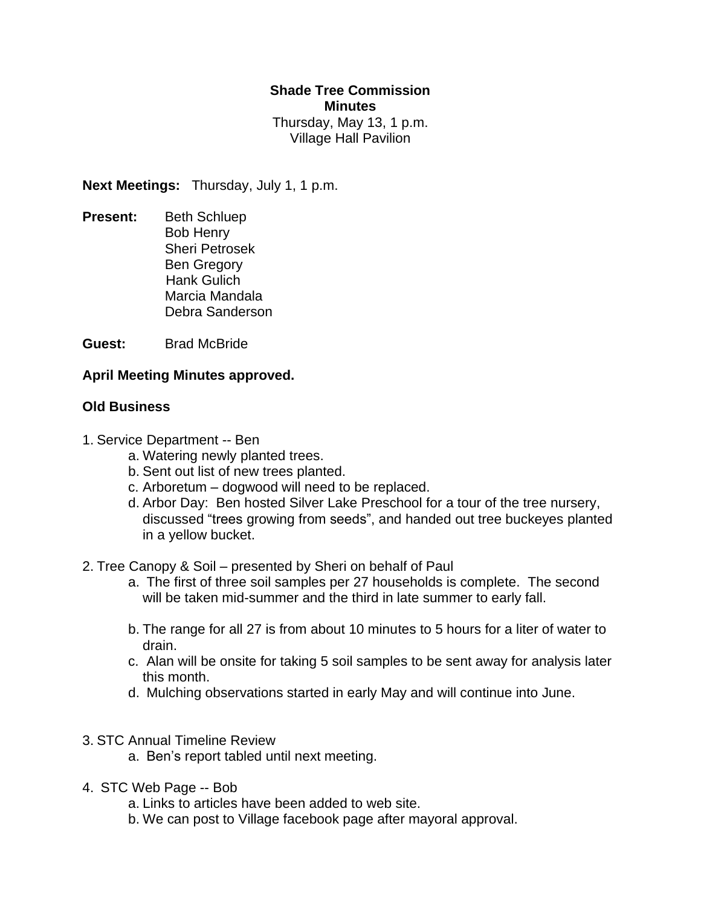**Shade Tree Commission**
**Minutes**
Thursday, May 13, 1 p.m.
Village Hall Pavilion

**Next Meetings:** Thursday, July 1, 1 p.m.

**Present:**
Beth Schluep
Bob Henry
Sheri Petrosek
Ben Gregory
Hank Gulich
Marcia Mandala
Debra Sanderson

**Guest:** Brad McBride

**April Meeting Minutes approved.**

**Old Business**

1. Service Department -- Ben
    a. Watering newly planted trees.
    b. Sent out list of new trees planted.
    c. Arboretum – dogwood will need to be replaced.
    d. Arbor Day: Ben hosted Silver Lake Preschool for a tour of the tree nursery, discussed "trees growing from seeds", and handed out tree buckeyes planted in a yellow bucket.

2. Tree Canopy & Soil – presented by Sheri on behalf of Paul
    a. The first of three soil samples per 27 households is complete. The second will be taken mid-summer and the third in late summer to early fall.
    b. The range for all 27 is from about 10 minutes to 5 hours for a liter of water to drain.
    c. Alan will be onsite for taking 5 soil samples to be sent away for analysis later this month.
    d. Mulching observations started in early May and will continue into June.

3. STC Annual Timeline Review
    a. Ben's report tabled until next meeting.

4. STC Web Page -- Bob
    a. Links to articles have been added to web site.
    b. We can post to Village facebook page after mayoral approval.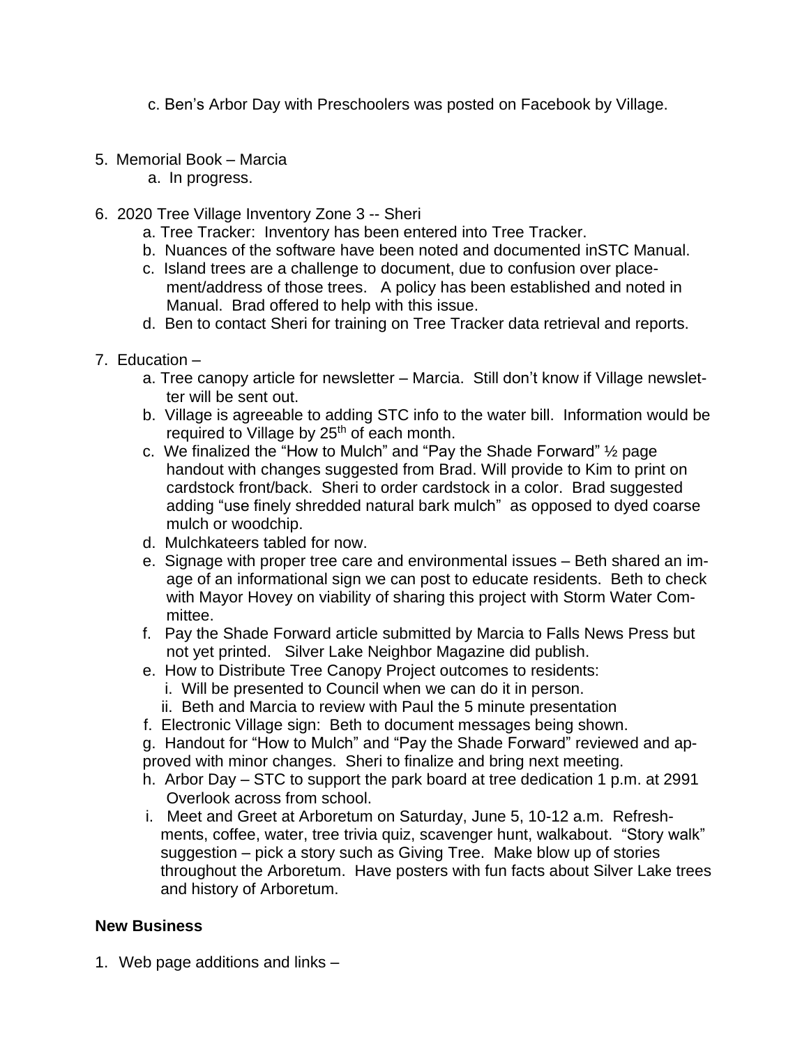c. Ben's Arbor Day with Preschoolers was posted on Facebook by Village.

5. Memorial Book – Marcia
   a. In progress.

6. 2020 Tree Village Inventory Zone 3 -- Sheri
   a. Tree Tracker: Inventory has been entered into Tree Tracker.
   b. Nuances of the software have been noted and documented inSTC Manual.
   c. Island trees are a challenge to document, due to confusion over place-ment/address of those trees. A policy has been established and noted in Manual. Brad offered to help with this issue.
   d. Ben to contact Sheri for training on Tree Tracker data retrieval and reports.

7. Education –
   a. Tree canopy article for newsletter – Marcia. Still don't know if Village newslet-ter will be sent out.
   b. Village is agreeable to adding STC info to the water bill. Information would be required to Village by 25th of each month.
   c. We finalized the "How to Mulch" and "Pay the Shade Forward" ½ page handout with changes suggested from Brad. Will provide to Kim to print on cardstock front/back. Sheri to order cardstock in a color. Brad suggested adding "use finely shredded natural bark mulch" as opposed to dyed coarse mulch or woodchip.
   d. Mulchkateers tabled for now.
   e. Signage with proper tree care and environmental issues – Beth shared an im-age of an informational sign we can post to educate residents. Beth to check with Mayor Hovey on viability of sharing this project with Storm Water Com-mittee.
   f. Pay the Shade Forward article submitted by Marcia to Falls News Press but not yet printed. Silver Lake Neighbor Magazine did publish.
   e. How to Distribute Tree Canopy Project outcomes to residents:
      i. Will be presented to Council when we can do it in person.
      ii. Beth and Marcia to review with Paul the 5 minute presentation
   f. Electronic Village sign: Beth to document messages being shown.
   g. Handout for "How to Mulch" and "Pay the Shade Forward" reviewed and ap-proved with minor changes. Sheri to finalize and bring next meeting.
   h. Arbor Day – STC to support the park board at tree dedication 1 p.m. at 2991 Overlook across from school.
   i. Meet and Greet at Arboretum on Saturday, June 5, 10-12 a.m. Refresh-ments, coffee, water, tree trivia quiz, scavenger hunt, walkabout. "Story walk" suggestion – pick a story such as Giving Tree. Make blow up of stories throughout the Arboretum. Have posters with fun facts about Silver Lake trees and history of Arboretum.

**New Business**

1. Web page additions and links –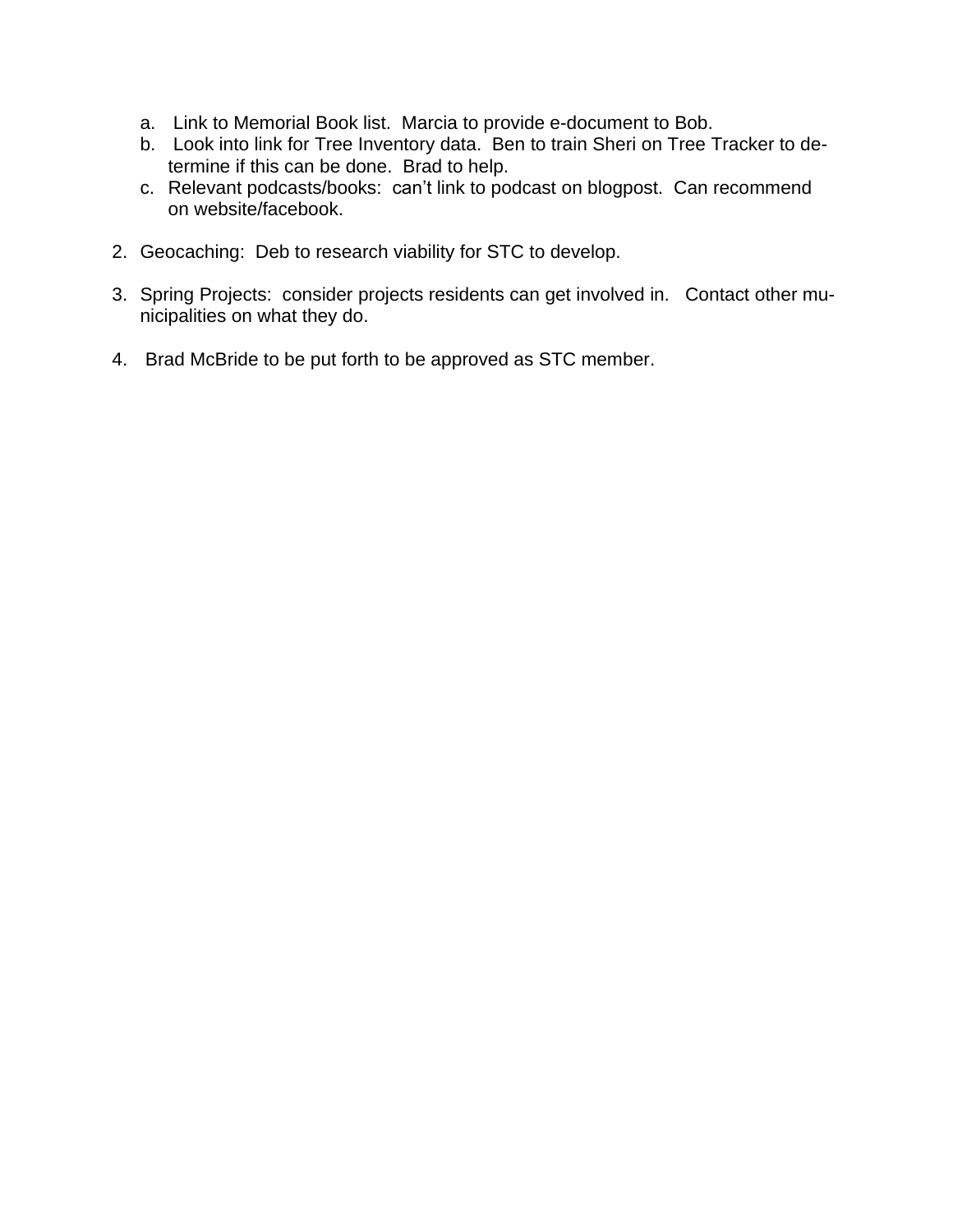a. Link to Memorial Book list. Marcia to provide e-document to Bob.
   b. Look into link for Tree Inventory data. Ben to train Sheri on Tree Tracker to determine if this can be done. Brad to help.
   c. Relevant podcasts/books: can't link to podcast on blogpost. Can recommend on website/facebook.

2. Geocaching: Deb to research viability for STC to develop.

3. Spring Projects: consider projects residents can get involved in. Contact other municipalities on what they do.

4. Brad McBride to be put forth to be approved as STC member.